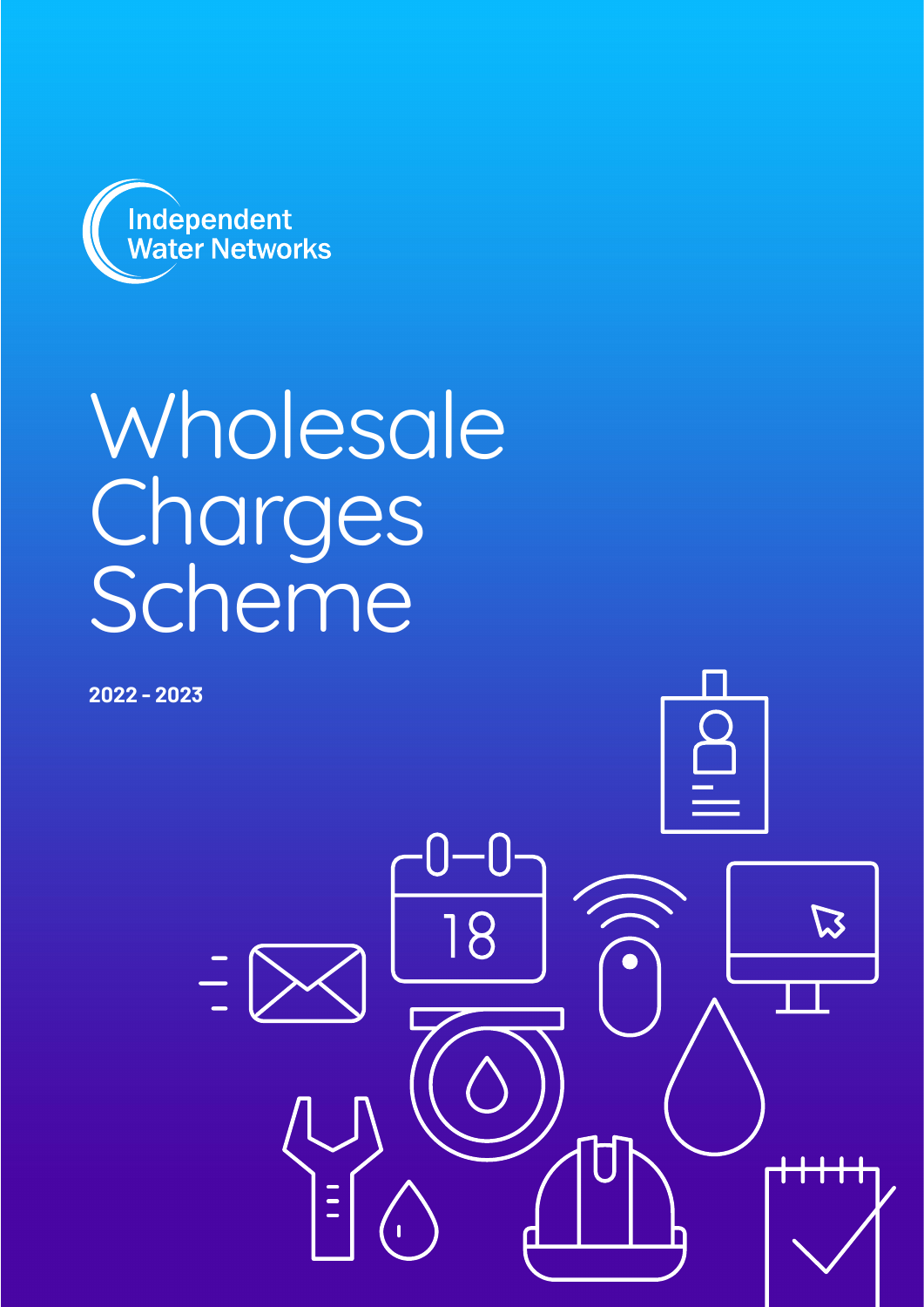Independent Water Networks

# Wholesale Charges Scheme

**2022 - 2023**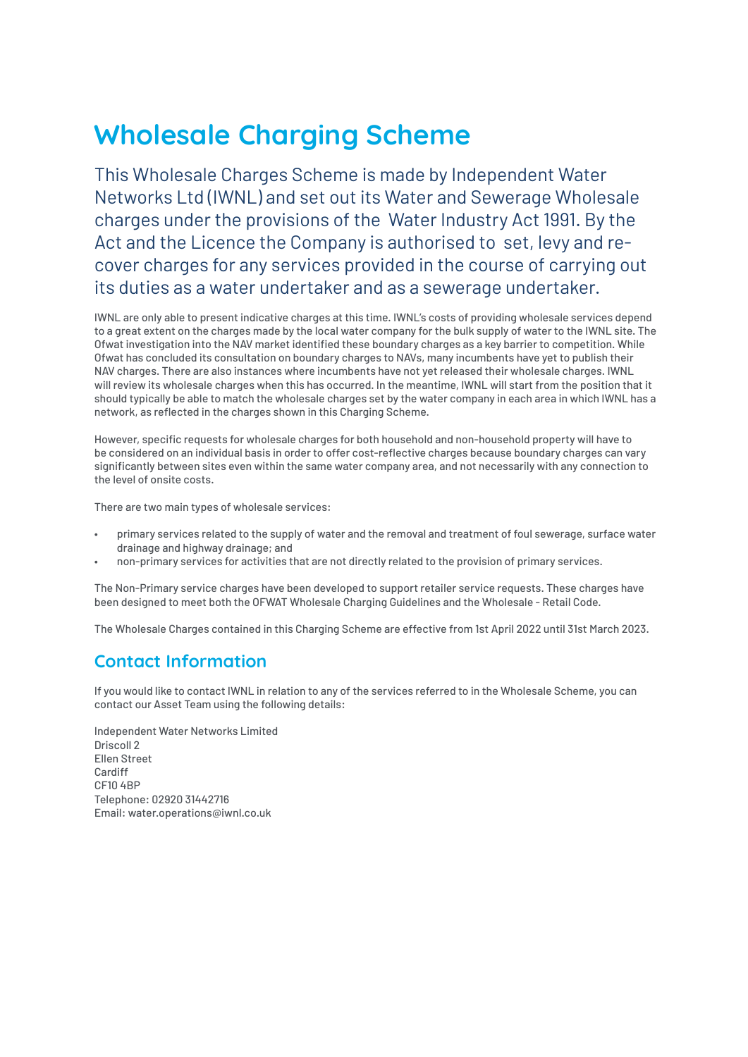# Wholesale Charging Scheme

This Wholesale Charges Scheme is made by Independent Water Networks Ltd (IWNL) and set out its Water and Sewerage Wholesale charges under the provisions of the Water Industry Act 1991. By the Act and the Licence the Company is authorised to set, levy and re-cover charges for any services provided in the course of carrying out its duties as a water undertaker and as a sewerage undertaker.

IWNL are only able to present indicative charges at this time. IWNL's costs of providing wholesale services depend to a great extent on the charges made by the local water company for the bulk supply of water to the IWNL site. The Ofwat investigation into the NAV market identified these boundary charges as a key barrier to competition. While Ofwat has concluded its consultation on boundary charges to NAVs, many incumbents have yet to publish their NAV charges. There are also instances where incumbents have not yet released their wholesale charges. IWNL will review its wholesale charges when this has occurred. In the meantime, IWNL will start from the position that it should typically be able to match the wholesale charges set by the water company in each area in which IWNL has a network, as reflected in the charges shown in this Charging Scheme.

However, specific requests for wholesale charges for both household and non-household property will have to be considered on an individual basis in order to offer cost-reflective charges because boundary charges can vary significantly between sites even within the same water company area, and not necessarily with any connection to the level of onsite costs.

There are two main types of wholesale services:

- primary services related to the supply of water and the removal and treatment of foul sewerage, surface water drainage and highway drainage; and
- non-primary services for activities that are not directly related to the provision of primary services.

The Non-Primary service charges have been developed to support retailer service requests. These charges have been designed to meet both the OFWAT Wholesale Charging Guidelines and the Wholesale - Retail Code.

The Wholesale Charges contained in this Charging Scheme are effective from 1st April 2022 until 31st March 2023.

## Contact Information

If you would like to contact IWNL in relation to any of the services referred to in the Wholesale Scheme, you can contact our Asset Team using the following details:

Independent Water Networks Limited
Driscoll 2
Ellen Street
Cardiff
CF10 4BP
Telephone: 02920 31442716
Email: water.operations@iwnl.co.uk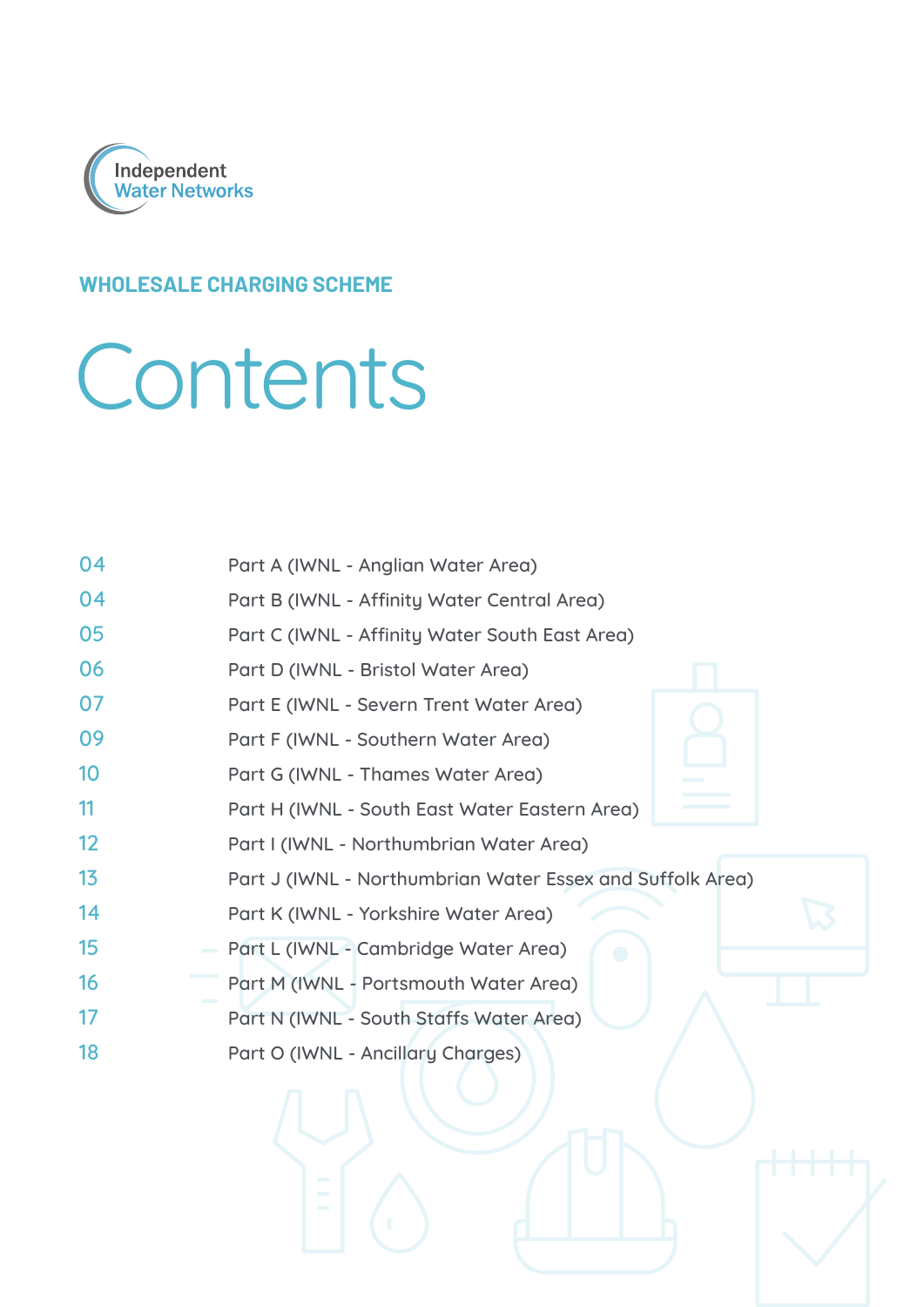Independent Water Networks

WHOLESALE CHARGING SCHEME

# Contents

| | |
|---|---|
| 04 | Part A (IWNL - Anglian Water Area) |
| 04 | Part B (IWNL - Affinity Water Central Area) |
| 05 | Part C (IWNL - Affinity Water South East Area) |
| 06 | Part D (IWNL - Bristol Water Area) |
| 07 | Part E (IWNL - Severn Trent Water Area) |
| 09 | Part F (IWNL - Southern Water Area) |
| 10 | Part G (IWNL - Thames Water Area) |
| 11 | Part H (IWNL - South East Water Eastern Area) |
| 12 | Part I (IWNL - Northumbrian Water Area) |
| 13 | Part J (IWNL - Northumbrian Water Essex and Suffolk Area) |
| 14 | Part K (IWNL - Yorkshire Water Area) |
| 15 | Part L (IWNL - Cambridge Water Area) |
| 16 | Part M (IWNL - Portsmouth Water Area) |
| 17 | Part N (IWNL - South Staffs Water Area) |
| 18 | Part O (IWNL - Ancillary Charges) |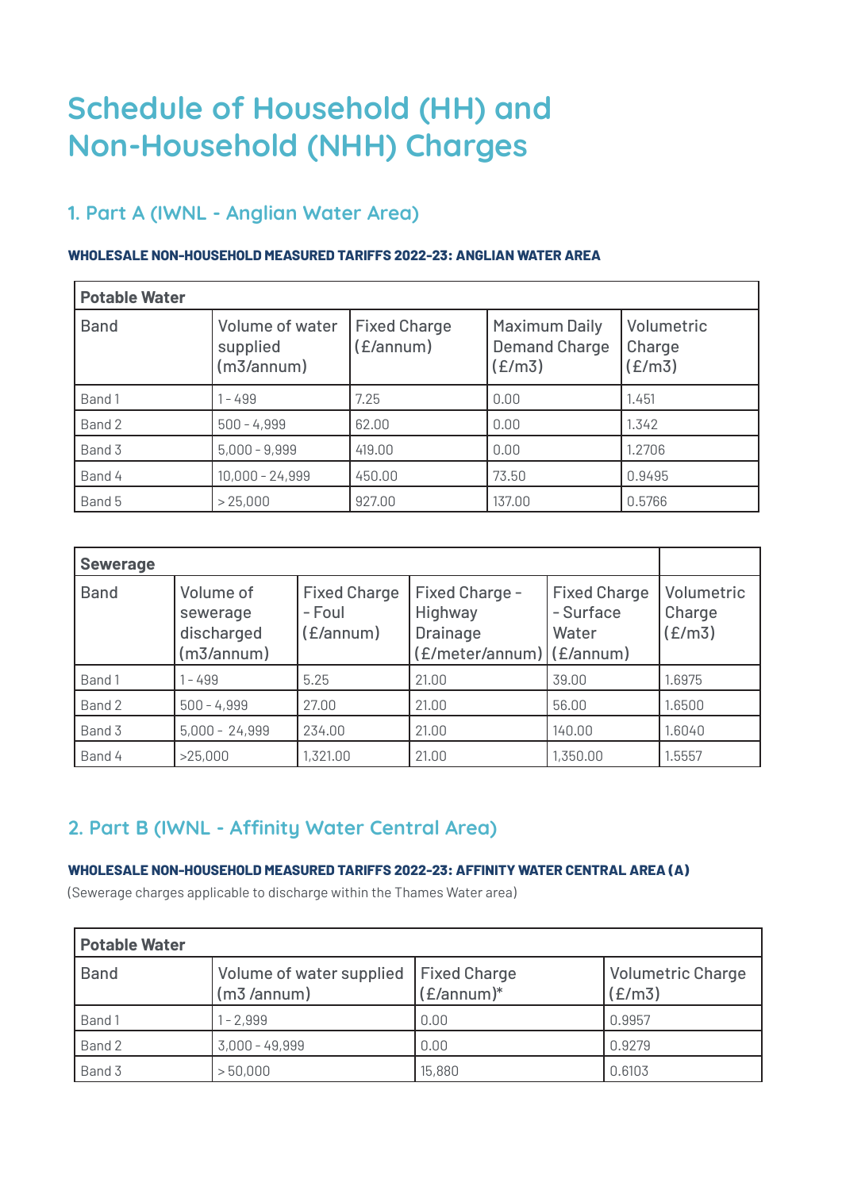# Schedule of Household (HH) and Non-Household (NHH) Charges

## 1. Part A (IWNL - Anglian Water Area)

**WHOLESALE NON-HOUSEHOLD MEASURED TARIFFS 2022-23: ANGLIAN WATER AREA**

| Potable Water | | | | |
|---|---|---|---|---|
| Band | Volume of water supplied (m3/annum) | Fixed Charge (£/annum) | Maximum Daily Demand Charge (£/m3) | Volumetric Charge (£/m3) |
| Band 1 | 1 - 499 | 7.25 | 0.00 | 1.451 |
| Band 2 | 500 - 4,999 | 62.00 | 0.00 | 1.342 |
| Band 3 | 5,000 - 9,999 | 419.00 | 0.00 | 1.2706 |
| Band 4 | 10,000 - 24,999 | 450.00 | 73.50 | 0.9495 |
| Band 5 | > 25,000 | 927.00 | 137.00 | 0.5766 |

| Sewerage | | | | | |
|---|---|---|---|---|---|
| Band | Volume of sewerage discharged (m3/annum) | Fixed Charge - Foul (£/annum) | Fixed Charge - Highway Drainage (£/meter/annum) | Fixed Charge - Surface Water (£/annum) | Volumetric Charge (£/m3) |
| Band 1 | 1 - 499 | 5.25 | 21.00 | 39.00 | 1.6975 |
| Band 2 | 500 - 4,999 | 27.00 | 21.00 | 56.00 | 1.6500 |
| Band 3 | 5,000 - 24,999 | 234.00 | 21.00 | 140.00 | 1.6040 |
| Band 4 | >25,000 | 1,321.00 | 21.00 | 1,350.00 | 1.5557 |

## 2. Part B (IWNL - Affinity Water Central Area)

**WHOLESALE NON-HOUSEHOLD MEASURED TARIFFS 2022-23: AFFINITY WATER CENTRAL AREA (A)**

(Sewerage charges applicable to discharge within the Thames Water area)

| Potable Water | | | |
|---|---|---|---|
| Band | Volume of water supplied (m3 /annum) | Fixed Charge (£/annum)* | Volumetric Charge (£/m3) |
| Band 1 | 1 - 2,999 | 0.00 | 0.9957 |
| Band 2 | 3,000 - 49,999 | 0.00 | 0.9279 |
| Band 3 | > 50,000 | 15,880 | 0.6103 |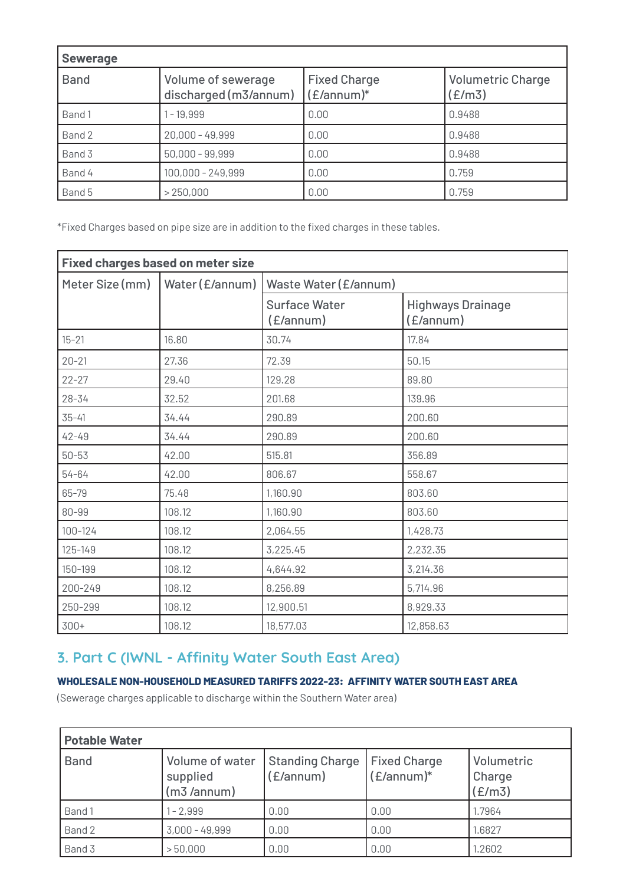| Sewerage | | | |
|---|---|---|---|
| Band | Volume of sewerage discharged (m3/annum) | Fixed Charge (£/annum)* | Volumetric Charge (£/m3) |
| Band 1 | 1 - 19,999 | 0.00 | 0.9488 |
| Band 2 | 20,000 - 49,999 | 0.00 | 0.9488 |
| Band 3 | 50,000 - 99,999 | 0.00 | 0.9488 |
| Band 4 | 100,000 - 249,999 | 0.00 | 0.759 |
| Band 5 | > 250,000 | 0.00 | 0.759 |

*Fixed Charges based on pipe size are in addition to the fixed charges in these tables.

| Fixed charges based on meter size | | | |
|---|---|---|---|
| Meter Size (mm) | Water (£/annum) | Waste Water (£/annum) | |
| | | Surface Water (£/annum) | Highways Drainage (£/annum) |
| 15-21 | 16.80 | 30.74 | 17.84 |
| 20-21 | 27.36 | 72.39 | 50.15 |
| 22-27 | 29.40 | 129.28 | 89.80 |
| 28-34 | 32.52 | 201.68 | 139.96 |
| 35-41 | 34.44 | 290.89 | 200.60 |
| 42-49 | 34.44 | 290.89 | 200.60 |
| 50-53 | 42.00 | 515.81 | 356.89 |
| 54-64 | 42.00 | 806.67 | 558.67 |
| 65-79 | 75.48 | 1,160.90 | 803.60 |
| 80-99 | 108.12 | 1,160.90 | 803.60 |
| 100-124 | 108.12 | 2,064.55 | 1,428.73 |
| 125-149 | 108.12 | 3,225.45 | 2,232.35 |
| 150-199 | 108.12 | 4,644.92 | 3,214.36 |
| 200-249 | 108.12 | 8,256.89 | 5,714.96 |
| 250-299 | 108.12 | 12,900.51 | 8,929.33 |
| 300+ | 108.12 | 18,577.03 | 12,858.63 |

## 3. Part C (IWNL - Affinity Water South East Area)

**WHOLESALE NON-HOUSEHOLD MEASURED TARIFFS 2022-23: AFFINITY WATER SOUTH EAST AREA**

(Sewerage charges applicable to discharge within the Southern Water area)

| Potable Water | | | | |
|---|---|---|---|---|
| Band | Volume of water supplied (m3 /annum) | Standing Charge (£/annum) | Fixed Charge (£/annum)* | Volumetric Charge (£/m3) |
| Band 1 | 1 - 2,999 | 0.00 | 0.00 | 1.7964 |
| Band 2 | 3,000 - 49,999 | 0.00 | 0.00 | 1.6827 |
| Band 3 | > 50,000 | 0.00 | 0.00 | 1.2602 |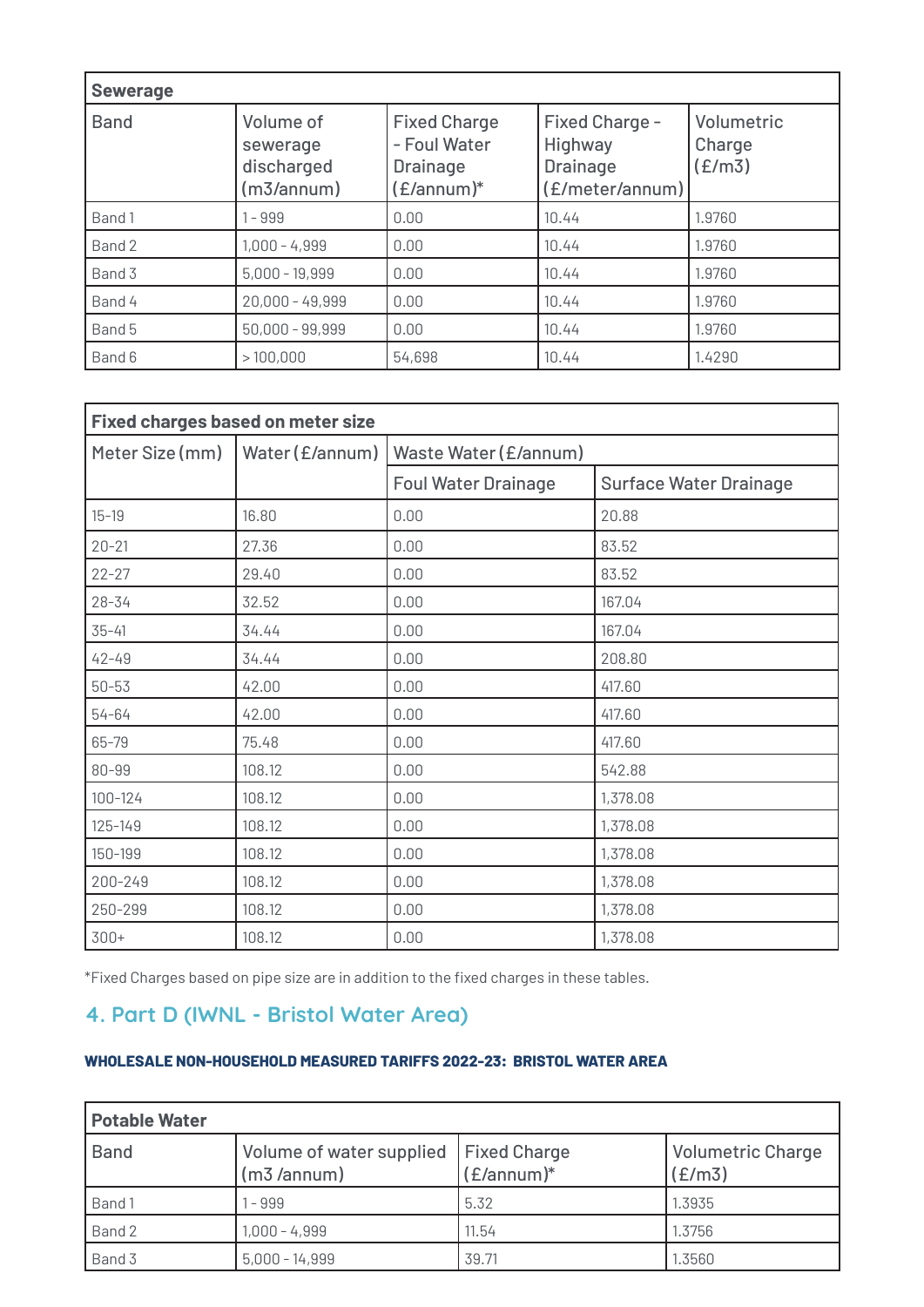| Sewerage | | | | |
|---|---|---|---|---|
| Band | Volume of sewerage discharged (m3/annum) | Fixed Charge - Foul Water Drainage (£/annum)* | Fixed Charge - Highway Drainage (£/meter/annum) | Volumetric Charge (£/m3) |
| Band 1 | 1 - 999 | 0.00 | 10.44 | 1.9760 |
| Band 2 | 1,000 - 4,999 | 0.00 | 10.44 | 1.9760 |
| Band 3 | 5,000 - 19,999 | 0.00 | 10.44 | 1.9760 |
| Band 4 | 20,000 - 49,999 | 0.00 | 10.44 | 1.9760 |
| Band 5 | 50,000 - 99,999 | 0.00 | 10.44 | 1.9760 |
| Band 6 | > 100,000 | 54,698 | 10.44 | 1.4290 |

| Fixed charges based on meter size | | | |
|---|---|---|---|
| Meter Size (mm) | Water (£/annum) | Waste Water (£/annum) | |
| | | Foul Water Drainage | Surface Water Drainage |
| 15-19 | 16.80 | 0.00 | 20.88 |
| 20-21 | 27.36 | 0.00 | 83.52 |
| 22-27 | 29.40 | 0.00 | 83.52 |
| 28-34 | 32.52 | 0.00 | 167.04 |
| 35-41 | 34.44 | 0.00 | 167.04 |
| 42-49 | 34.44 | 0.00 | 208.80 |
| 50-53 | 42.00 | 0.00 | 417.60 |
| 54-64 | 42.00 | 0.00 | 417.60 |
| 65-79 | 75.48 | 0.00 | 417.60 |
| 80-99 | 108.12 | 0.00 | 542.88 |
| 100-124 | 108.12 | 0.00 | 1,378.08 |
| 125-149 | 108.12 | 0.00 | 1,378.08 |
| 150-199 | 108.12 | 0.00 | 1,378.08 |
| 200-249 | 108.12 | 0.00 | 1,378.08 |
| 250-299 | 108.12 | 0.00 | 1,378.08 |
| 300+ | 108.12 | 0.00 | 1,378.08 |

*Fixed Charges based on pipe size are in addition to the fixed charges in these tables.

## 4. Part D (IWNL - Bristol Water Area)

**WHOLESALE NON-HOUSEHOLD MEASURED TARIFFS 2022-23: BRISTOL WATER AREA**

| Potable Water | | | |
|---|---|---|---|
| Band | Volume of water supplied (m3 /annum) | Fixed Charge (£/annum)* | Volumetric Charge (£/m3) |
| Band 1 | 1 - 999 | 5.32 | 1.3935 |
| Band 2 | 1,000 - 4,999 | 11.54 | 1.3756 |
| Band 3 | 5,000 - 14,999 | 39.71 | 1.3560 |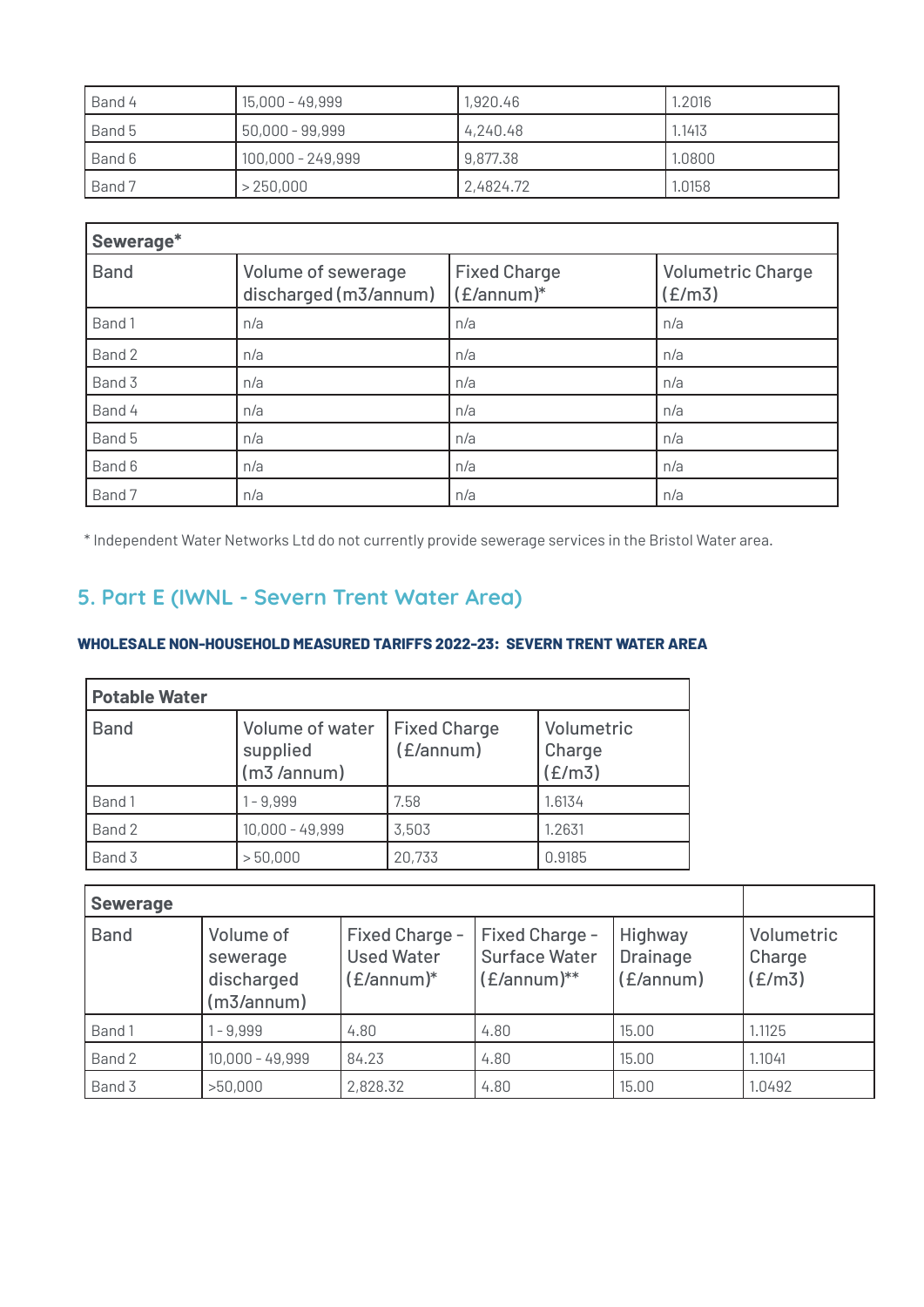| Band 4 | 15,000 - 49,999 | 1,920.46 | 1.2016 |
|---|---|---|---|
| Band 5 | 50,000 - 99,999 | 4,240.48 | 1.1413 |
| Band 6 | 100,000 - 249,999 | 9,877.38 | 1.0800 |
| Band 7 | > 250,000 | 2,4824.72 | 1.0158 |

| **Sewerage*** | | | |
|---|---|---|---|
| Band | Volume of sewerage discharged (m3/annum) | Fixed Charge (£/annum)* | Volumetric Charge (£/m3) |
| Band 1 | n/a | n/a | n/a |
| Band 2 | n/a | n/a | n/a |
| Band 3 | n/a | n/a | n/a |
| Band 4 | n/a | n/a | n/a |
| Band 5 | n/a | n/a | n/a |
| Band 6 | n/a | n/a | n/a |
| Band 7 | n/a | n/a | n/a |

* Independent Water Networks Ltd do not currently provide sewerage services in the Bristol Water area.

## 5. Part E (IWNL - Severn Trent Water Area)

#### WHOLESALE NON-HOUSEHOLD MEASURED TARIFFS 2022-23: SEVERN TRENT WATER AREA

| **Potable Water** | | | |
|---|---|---|---|
| Band | Volume of water supplied (m3 /annum) | Fixed Charge (£/annum) | Volumetric Charge (£/m3) |
| Band 1 | 1 - 9,999 | 7.58 | 1.6134 |
| Band 2 | 10,000 - 49,999 | 3,503 | 1.2631 |
| Band 3 | > 50,000 | 20,733 | 0.9185 |

| **Sewerage** | | | | | |
|---|---|---|---|---|---|
| Band | Volume of sewerage discharged (m3/annum) | Fixed Charge - Used Water (£/annum)* | Fixed Charge - Surface Water (£/annum)** | Highway Drainage (£/annum) | Volumetric Charge (£/m3) |
| Band 1 | 1 - 9,999 | 4.80 | 4.80 | 15.00 | 1.1125 |
| Band 2 | 10,000 - 49,999 | 84.23 | 4.80 | 15.00 | 1.1041 |
| Band 3 | >50,000 | 2,828.32 | 4.80 | 15.00 | 1.0492 |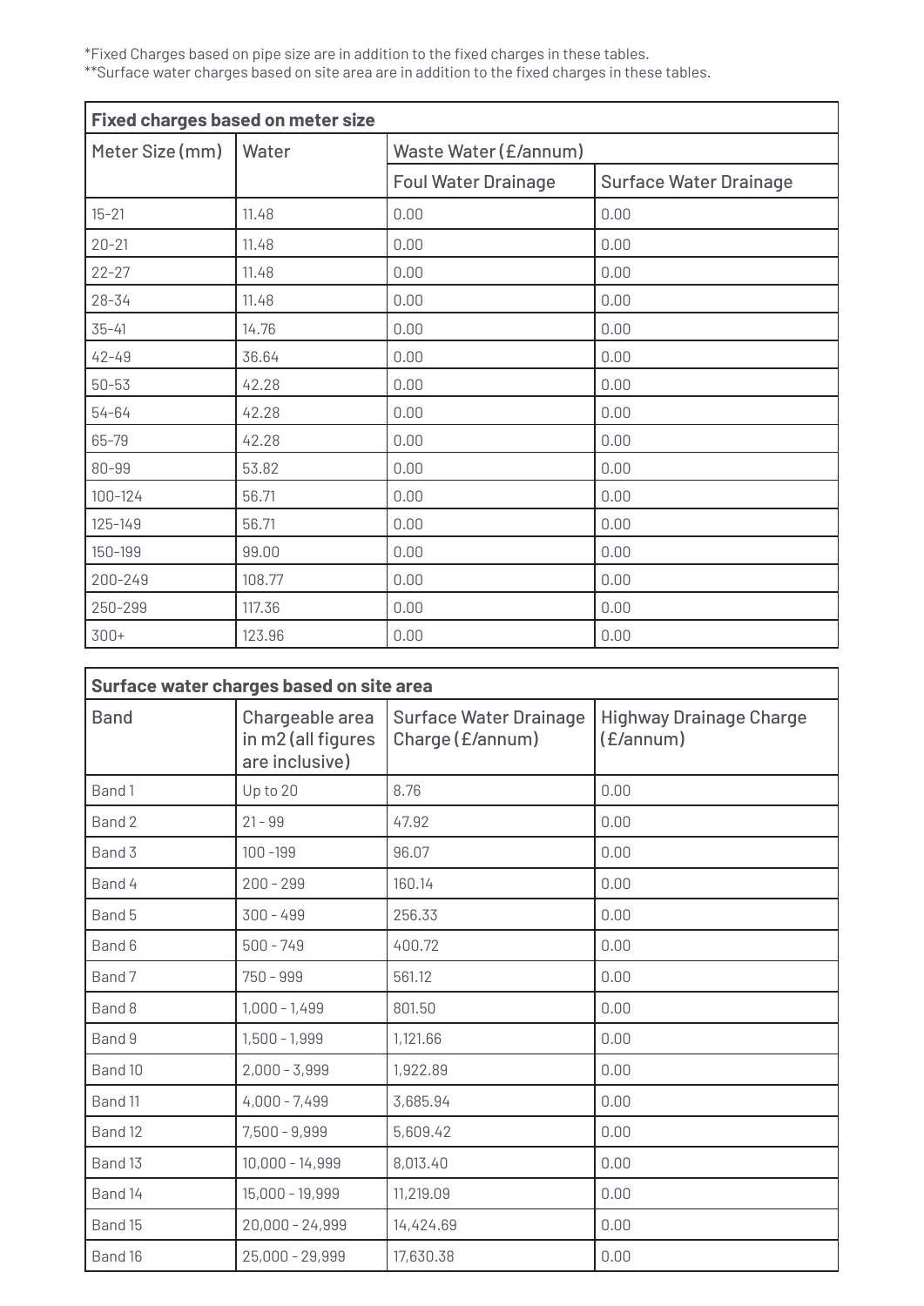*Fixed Charges based on pipe size are in addition to the fixed charges in these tables.
**Surface water charges based on site area are in addition to the fixed charges in these tables.

| Fixed charges based on meter size | | | |
|---|---|---|---|
| Meter Size (mm) | Water | Waste Water (£/annum) | |
| | | Foul Water Drainage | Surface Water Drainage |
| 15-21 | 11.48 | 0.00 | 0.00 |
| 20-21 | 11.48 | 0.00 | 0.00 |
| 22-27 | 11.48 | 0.00 | 0.00 |
| 28-34 | 11.48 | 0.00 | 0.00 |
| 35-41 | 14.76 | 0.00 | 0.00 |
| 42-49 | 36.64 | 0.00 | 0.00 |
| 50-53 | 42.28 | 0.00 | 0.00 |
| 54-64 | 42.28 | 0.00 | 0.00 |
| 65-79 | 42.28 | 0.00 | 0.00 |
| 80-99 | 53.82 | 0.00 | 0.00 |
| 100-124 | 56.71 | 0.00 | 0.00 |
| 125-149 | 56.71 | 0.00 | 0.00 |
| 150-199 | 99.00 | 0.00 | 0.00 |
| 200-249 | 108.77 | 0.00 | 0.00 |
| 250-299 | 117.36 | 0.00 | 0.00 |
| 300+ | 123.96 | 0.00 | 0.00 |

| Surface water charges based on site area | | | |
|---|---|---|---|
| Band | Chargeable area in m2 (all figures are inclusive) | Surface Water Drainage Charge (£/annum) | Highway Drainage Charge (£/annum) |
| Band 1 | Up to 20 | 8.76 | 0.00 |
| Band 2 | 21 - 99 | 47.92 | 0.00 |
| Band 3 | 100 -199 | 96.07 | 0.00 |
| Band 4 | 200 - 299 | 160.14 | 0.00 |
| Band 5 | 300 - 499 | 256.33 | 0.00 |
| Band 6 | 500 - 749 | 400.72 | 0.00 |
| Band 7 | 750 - 999 | 561.12 | 0.00 |
| Band 8 | 1,000 - 1,499 | 801.50 | 0.00 |
| Band 9 | 1,500 - 1,999 | 1,121.66 | 0.00 |
| Band 10 | 2,000 - 3,999 | 1,922.89 | 0.00 |
| Band 11 | 4,000 - 7,499 | 3,685.94 | 0.00 |
| Band 12 | 7,500 - 9,999 | 5,609.42 | 0.00 |
| Band 13 | 10,000 - 14,999 | 8,013.40 | 0.00 |
| Band 14 | 15,000 - 19,999 | 11,219.09 | 0.00 |
| Band 15 | 20,000 - 24,999 | 14,424.69 | 0.00 |
| Band 16 | 25,000 - 29,999 | 17,630.38 | 0.00 |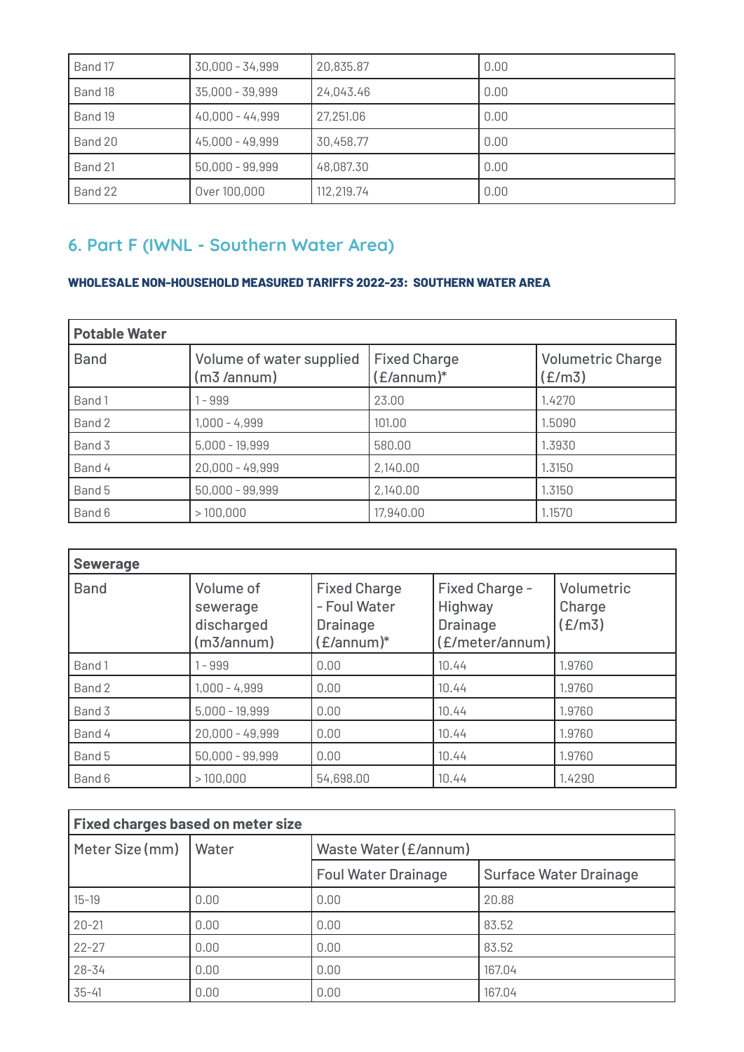| Band 17 | 30,000 - 34,999 | 20,835.87 | 0.00 |
|---|---|---|---|
| Band 18 | 35,000 - 39,999 | 24,043.46 | 0.00 |
| Band 19 | 40,000 - 44,999 | 27,251.06 | 0.00 |
| Band 20 | 45,000 - 49,999 | 30,458.77 | 0.00 |
| Band 21 | 50,000 - 99,999 | 48,087.30 | 0.00 |
| Band 22 | Over 100,000 | 112,219.74 | 0.00 |

## 6. Part F (IWNL - Southern Water Area)

**WHOLESALE NON-HOUSEHOLD MEASURED TARIFFS 2022-23: SOUTHERN WATER AREA**

| Potable Water | | | |
|---|---|---|---|
| Band | Volume of water supplied (m3 /annum) | Fixed Charge (£/annum)* | Volumetric Charge (£/m3) |
| Band 1 | 1 - 999 | 23.00 | 1.4270 |
| Band 2 | 1,000 - 4,999 | 101.00 | 1.5090 |
| Band 3 | 5,000 - 19,999 | 580.00 | 1.3930 |
| Band 4 | 20,000 - 49,999 | 2,140.00 | 1.3150 |
| Band 5 | 50,000 - 99,999 | 2,140.00 | 1.3150 |
| Band 6 | > 100,000 | 17,940.00 | 1.1570 |

| Sewerage | | | | |
|---|---|---|---|---|
| Band | Volume of sewerage discharged (m3/annum) | Fixed Charge - Foul Water Drainage (£/annum)* | Fixed Charge - Highway Drainage (£/meter/annum) | Volumetric Charge (£/m3) |
| Band 1 | 1 - 999 | 0.00 | 10.44 | 1.9760 |
| Band 2 | 1,000 - 4,999 | 0.00 | 10.44 | 1.9760 |
| Band 3 | 5,000 - 19,999 | 0.00 | 10.44 | 1.9760 |
| Band 4 | 20,000 - 49,999 | 0.00 | 10.44 | 1.9760 |
| Band 5 | 50,000 - 99,999 | 0.00 | 10.44 | 1.9760 |
| Band 6 | > 100,000 | 54,698.00 | 10.44 | 1.4290 |

| Fixed charges based on meter size | | | |
|---|---|---|---|
| Meter Size (mm) | Water | Waste Water (£/annum) | |
| | | Foul Water Drainage | Surface Water Drainage |
| 15-19 | 0.00 | 0.00 | 20.88 |
| 20-21 | 0.00 | 0.00 | 83.52 |
| 22-27 | 0.00 | 0.00 | 83.52 |
| 28-34 | 0.00 | 0.00 | 167.04 |
| 35-41 | 0.00 | 0.00 | 167.04 |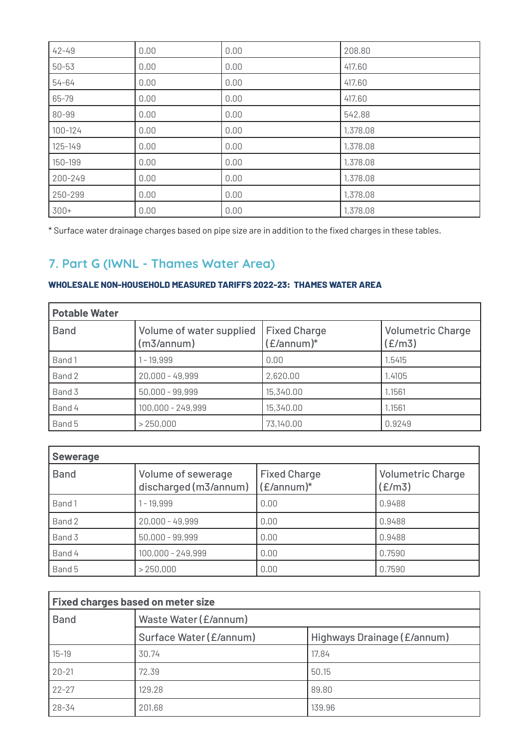| 42-49 | 0.00 | 0.00 | 208.80 |
|---|---|---|---|
| 50-53 | 0.00 | 0.00 | 417.60 |
| 54-64 | 0.00 | 0.00 | 417.60 |
| 65-79 | 0.00 | 0.00 | 417.60 |
| 80-99 | 0.00 | 0.00 | 542.88 |
| 100-124 | 0.00 | 0.00 | 1,378.08 |
| 125-149 | 0.00 | 0.00 | 1,378.08 |
| 150-199 | 0.00 | 0.00 | 1,378.08 |
| 200-249 | 0.00 | 0.00 | 1,378.08 |
| 250-299 | 0.00 | 0.00 | 1,378.08 |
| 300+ | 0.00 | 0.00 | 1,378.08 |

* Surface water drainage charges based on pipe size are in addition to the fixed charges in these tables.

## 7. Part G (IWNL - Thames Water Area)

### WHOLESALE NON-HOUSEHOLD MEASURED TARIFFS 2022-23: THAMES WATER AREA

| Potable Water | | | |
|---|---|---|---|
| Band | Volume of water supplied (m3/annum) | Fixed Charge (£/annum)* | Volumetric Charge (£/m3) |
| Band 1 | 1 - 19,999 | 0.00 | 1.5415 |
| Band 2 | 20,000 - 49,999 | 2,620.00 | 1.4105 |
| Band 3 | 50,000 - 99,999 | 15,340.00 | 1.1561 |
| Band 4 | 100,000 - 249,999 | 15,340.00 | 1.1561 |
| Band 5 | > 250,000 | 73,140.00 | 0.9249 |

| Sewerage | | | |
|---|---|---|---|
| Band | Volume of sewerage discharged (m3/annum) | Fixed Charge (£/annum)* | Volumetric Charge (£/m3) |
| Band 1 | 1 - 19,999 | 0.00 | 0.9488 |
| Band 2 | 20,000 - 49,999 | 0.00 | 0.9488 |
| Band 3 | 50,000 - 99,999 | 0.00 | 0.9488 |
| Band 4 | 100,000 - 249,999 | 0.00 | 0.7590 |
| Band 5 | > 250,000 | 0.00 | 0.7590 |

| Fixed charges based on meter size | | |
|---|---|---|
| Band | Waste Water (£/annum) | |
| | Surface Water (£/annum) | Highways Drainage (£/annum) |
| 15-19 | 30.74 | 17.84 |
| 20-21 | 72.39 | 50.15 |
| 22-27 | 129.28 | 89.80 |
| 28-34 | 201.68 | 139.96 |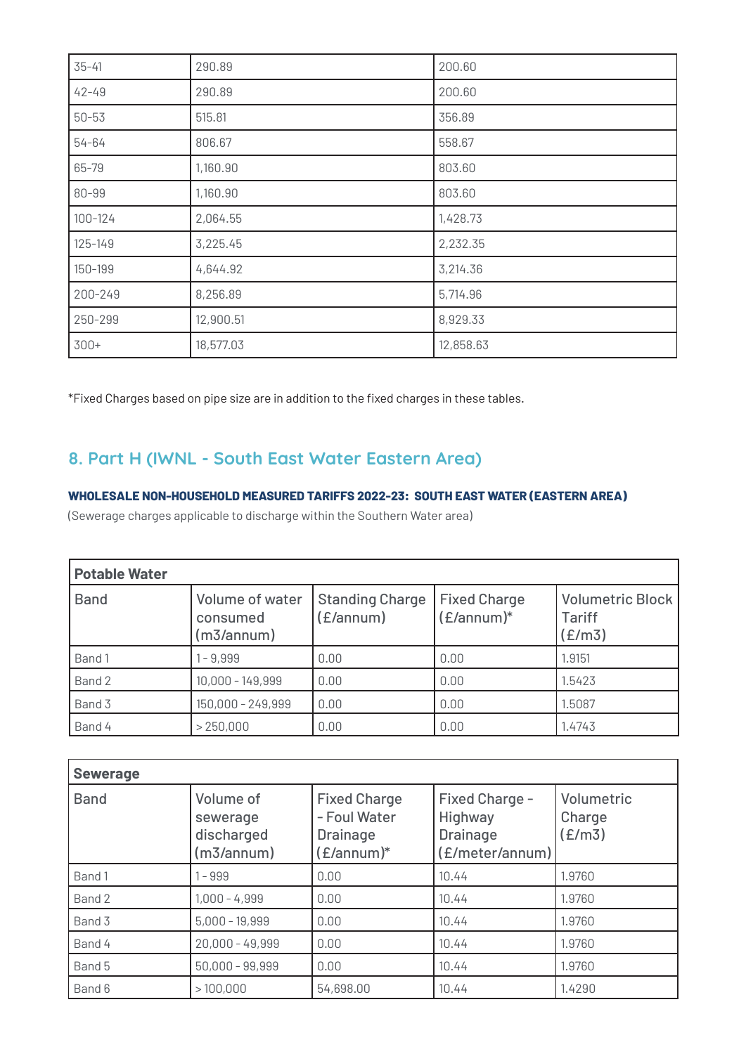| 35-41 | 290.89 | 200.60 |
|---|---|---|
| 42-49 | 290.89 | 200.60 |
| 50-53 | 515.81 | 356.89 |
| 54-64 | 806.67 | 558.67 |
| 65-79 | 1,160.90 | 803.60 |
| 80-99 | 1,160.90 | 803.60 |
| 100-124 | 2,064.55 | 1,428.73 |
| 125-149 | 3,225.45 | 2,232.35 |
| 150-199 | 4,644.92 | 3,214.36 |
| 200-249 | 8,256.89 | 5,714.96 |
| 250-299 | 12,900.51 | 8,929.33 |
| 300+ | 18,577.03 | 12,858.63 |

*Fixed Charges based on pipe size are in addition to the fixed charges in these tables.

## 8. Part H (IWNL - South East Water Eastern Area)

**WHOLESALE NON-HOUSEHOLD MEASURED TARIFFS 2022-23: SOUTH EAST WATER (EASTERN AREA)**

(Sewerage charges applicable to discharge within the Southern Water area)

| Potable Water | | | | |
|---|---|---|---|---|
| Band | Volume of water consumed (m3/annum) | Standing Charge (£/annum) | Fixed Charge (£/annum)* | Volumetric Block Tariff (£/m3) |
| Band 1 | 1 - 9,999 | 0.00 | 0.00 | 1.9151 |
| Band 2 | 10,000 - 149,999 | 0.00 | 0.00 | 1.5423 |
| Band 3 | 150,000 - 249,999 | 0.00 | 0.00 | 1.5087 |
| Band 4 | > 250,000 | 0.00 | 0.00 | 1.4743 |

| Sewerage | | | | |
|---|---|---|---|---|
| Band | Volume of sewerage discharged (m3/annum) | Fixed Charge - Foul Water Drainage (£/annum)* | Fixed Charge - Highway Drainage (£/meter/annum) | Volumetric Charge (£/m3) |
| Band 1 | 1 - 999 | 0.00 | 10.44 | 1.9760 |
| Band 2 | 1,000 - 4,999 | 0.00 | 10.44 | 1.9760 |
| Band 3 | 5,000 - 19,999 | 0.00 | 10.44 | 1.9760 |
| Band 4 | 20,000 - 49,999 | 0.00 | 10.44 | 1.9760 |
| Band 5 | 50,000 - 99,999 | 0.00 | 10.44 | 1.9760 |
| Band 6 | > 100,000 | 54,698.00 | 10.44 | 1.4290 |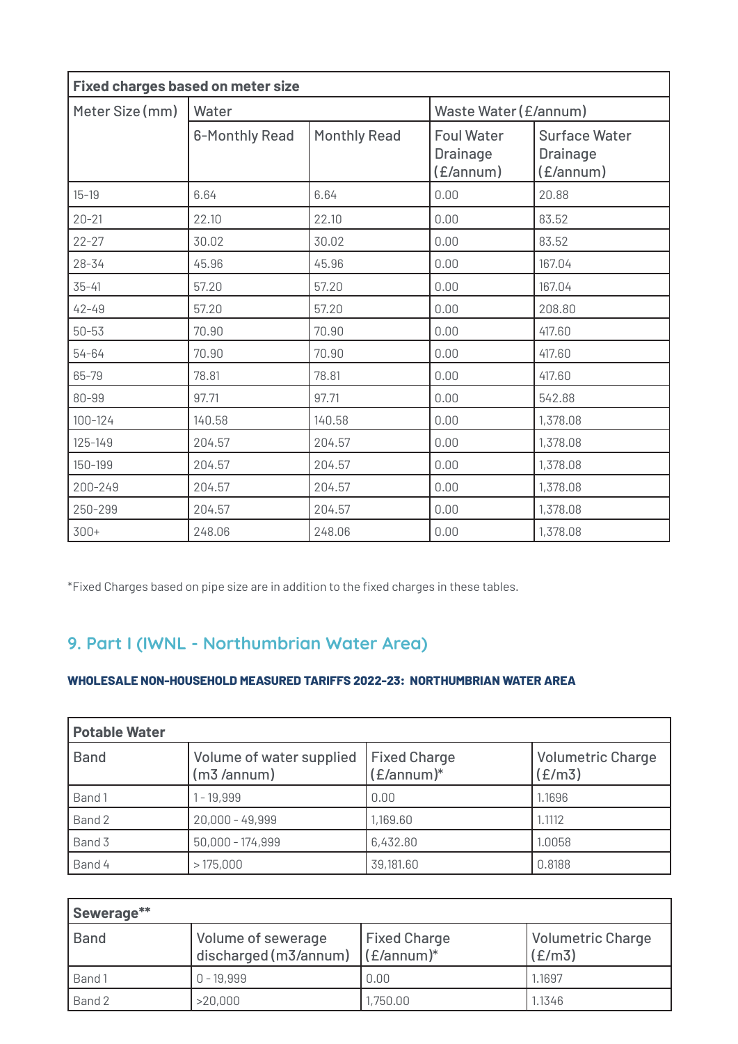| Fixed charges based on meter size | | | | |
|---|---|---|---|---|
| Meter Size (mm) | Water | | Waste Water (£/annum) | |
| | 6-Monthly Read | Monthly Read | Foul Water Drainage (£/annum) | Surface Water Drainage (£/annum) |
| 15-19 | 6.64 | 6.64 | 0.00 | 20.88 |
| 20-21 | 22.10 | 22.10 | 0.00 | 83.52 |
| 22-27 | 30.02 | 30.02 | 0.00 | 83.52 |
| 28-34 | 45.96 | 45.96 | 0.00 | 167.04 |
| 35-41 | 57.20 | 57.20 | 0.00 | 167.04 |
| 42-49 | 57.20 | 57.20 | 0.00 | 208.80 |
| 50-53 | 70.90 | 70.90 | 0.00 | 417.60 |
| 54-64 | 70.90 | 70.90 | 0.00 | 417.60 |
| 65-79 | 78.81 | 78.81 | 0.00 | 417.60 |
| 80-99 | 97.71 | 97.71 | 0.00 | 542.88 |
| 100-124 | 140.58 | 140.58 | 0.00 | 1,378.08 |
| 125-149 | 204.57 | 204.57 | 0.00 | 1,378.08 |
| 150-199 | 204.57 | 204.57 | 0.00 | 1,378.08 |
| 200-249 | 204.57 | 204.57 | 0.00 | 1,378.08 |
| 250-299 | 204.57 | 204.57 | 0.00 | 1,378.08 |
| 300+ | 248.06 | 248.06 | 0.00 | 1,378.08 |

*Fixed Charges based on pipe size are in addition to the fixed charges in these tables.

## 9. Part I (IWNL - Northumbrian Water Area)

#### WHOLESALE NON-HOUSEHOLD MEASURED TARIFFS 2022-23: NORTHUMBRIAN WATER AREA

| Potable Water | | | |
|---|---|---|---|
| Band | Volume of water supplied (m3 /annum) | Fixed Charge (£/annum)* | Volumetric Charge (£/m3) |
| Band 1 | 1 - 19,999 | 0.00 | 1.1696 |
| Band 2 | 20,000 - 49,999 | 1,169.60 | 1.1112 |
| Band 3 | 50,000 - 174,999 | 6,432.80 | 1.0058 |
| Band 4 | > 175,000 | 39,181.60 | 0.8188 |

| Sewerage** | | | |
|---|---|---|---|
| Band | Volume of sewerage discharged (m3/annum) | Fixed Charge (£/annum)* | Volumetric Charge (£/m3) |
| Band 1 | 0 - 19,999 | 0.00 | 1.1697 |
| Band 2 | >20,000 | 1,750.00 | 1.1346 |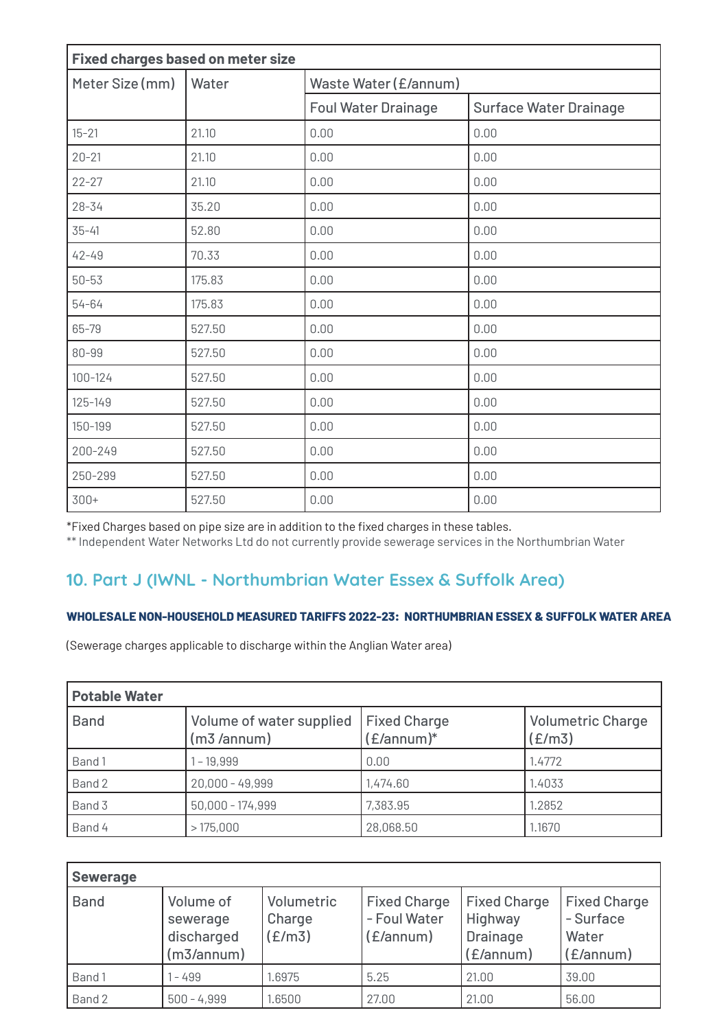| Fixed charges based on meter size | | | |
|---|---|---|---|
| Meter Size (mm) | Water | Waste Water (£/annum) | |
| | | Foul Water Drainage | Surface Water Drainage |
| 15-21 | 21.10 | 0.00 | 0.00 |
| 20-21 | 21.10 | 0.00 | 0.00 |
| 22-27 | 21.10 | 0.00 | 0.00 |
| 28-34 | 35.20 | 0.00 | 0.00 |
| 35-41 | 52.80 | 0.00 | 0.00 |
| 42-49 | 70.33 | 0.00 | 0.00 |
| 50-53 | 175.83 | 0.00 | 0.00 |
| 54-64 | 175.83 | 0.00 | 0.00 |
| 65-79 | 527.50 | 0.00 | 0.00 |
| 80-99 | 527.50 | 0.00 | 0.00 |
| 100-124 | 527.50 | 0.00 | 0.00 |
| 125-149 | 527.50 | 0.00 | 0.00 |
| 150-199 | 527.50 | 0.00 | 0.00 |
| 200-249 | 527.50 | 0.00 | 0.00 |
| 250-299 | 527.50 | 0.00 | 0.00 |
| 300+ | 527.50 | 0.00 | 0.00 |

*Fixed Charges based on pipe size are in addition to the fixed charges in these tables.
** Independent Water Networks Ltd do not currently provide sewerage services in the Northumbrian Water

## 10. Part J (IWNL - Northumbrian Water Essex & Suffolk Area)

**WHOLESALE NON-HOUSEHOLD MEASURED TARIFFS 2022-23: NORTHUMBRIAN ESSEX & SUFFOLK WATER AREA**

(Sewerage charges applicable to discharge within the Anglian Water area)

| Potable Water | | | |
|---|---|---|---|
| Band | Volume of water supplied (m3 /annum) | Fixed Charge (£/annum)* | Volumetric Charge (£/m3) |
| Band 1 | 1 - 19,999 | 0.00 | 1.4772 |
| Band 2 | 20,000 - 49,999 | 1,474.60 | 1.4033 |
| Band 3 | 50,000 - 174,999 | 7,383.95 | 1.2852 |
| Band 4 | > 175,000 | 28,068.50 | 1.1670 |

| Sewerage | | | | | |
|---|---|---|---|---|---|
| Band | Volume of sewerage discharged (m3/annum) | Volumetric Charge (£/m3) | Fixed Charge - Foul Water (£/annum) | Fixed Charge Highway Drainage (£/annum) | Fixed Charge - Surface Water (£/annum) |
| Band 1 | 1 - 499 | 1.6975 | 5.25 | 21.00 | 39.00 |
| Band 2 | 500 - 4,999 | 1.6500 | 27.00 | 21.00 | 56.00 |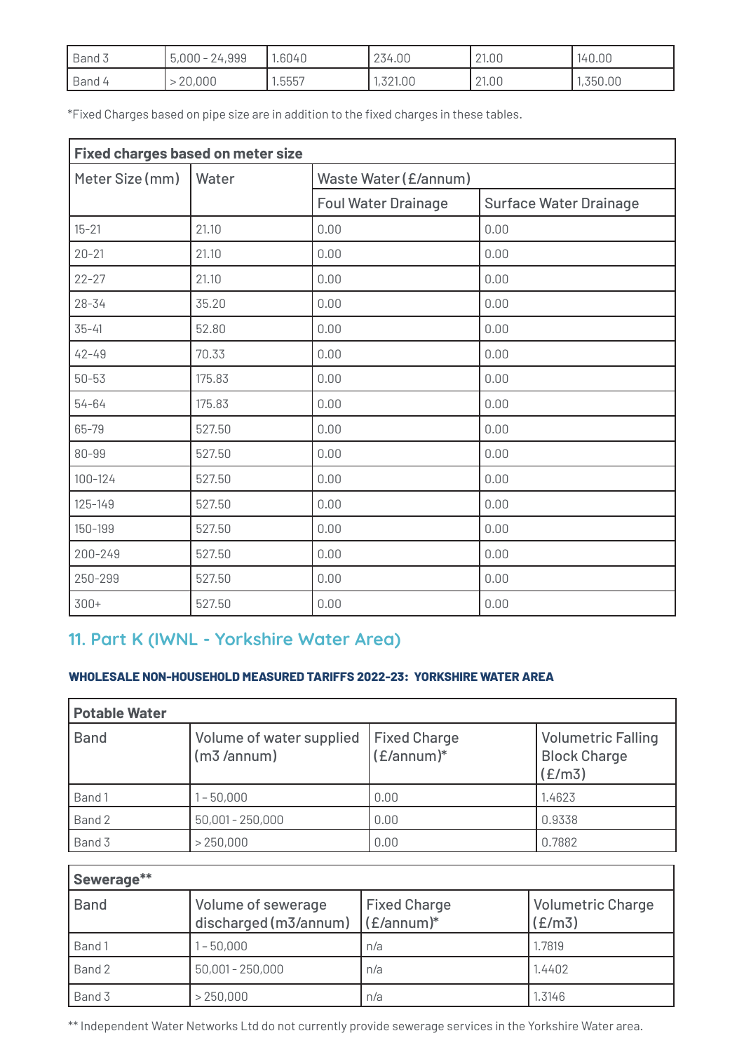| | | | | | |
|---|---|---|---|---|---|
| Band 3 | 5,000 - 24,999 | 1.6040 | 234.00 | 21.00 | 140.00 |
| Band 4 | > 20,000 | 1.5557 | 1,321.00 | 21.00 | 1,350.00 |

*Fixed Charges based on pipe size are in addition to the fixed charges in these tables.

| **Fixed charges based on meter size** | | | |
|---|---|---|---|
| Meter Size (mm) | Water | Waste Water (£/annum) | |
| | | Foul Water Drainage | Surface Water Drainage |
| 15-21 | 21.10 | 0.00 | 0.00 |
| 20-21 | 21.10 | 0.00 | 0.00 |
| 22-27 | 21.10 | 0.00 | 0.00 |
| 28-34 | 35.20 | 0.00 | 0.00 |
| 35-41 | 52.80 | 0.00 | 0.00 |
| 42-49 | 70.33 | 0.00 | 0.00 |
| 50-53 | 175.83 | 0.00 | 0.00 |
| 54-64 | 175.83 | 0.00 | 0.00 |
| 65-79 | 527.50 | 0.00 | 0.00 |
| 80-99 | 527.50 | 0.00 | 0.00 |
| 100-124 | 527.50 | 0.00 | 0.00 |
| 125-149 | 527.50 | 0.00 | 0.00 |
| 150-199 | 527.50 | 0.00 | 0.00 |
| 200-249 | 527.50 | 0.00 | 0.00 |
| 250-299 | 527.50 | 0.00 | 0.00 |
| 300+ | 527.50 | 0.00 | 0.00 |

## 11. Part K (IWNL - Yorkshire Water Area)

**WHOLESALE NON-HOUSEHOLD MEASURED TARIFFS 2022-23: YORKSHIRE WATER AREA**

| **Potable Water** | | | |
|---|---|---|---|
| Band | Volume of water supplied (m3 /annum) | Fixed Charge (£/annum)* | Volumetric Falling Block Charge (£/m3) |
| Band 1 | 1 - 50,000 | 0.00 | 1.4623 |
| Band 2 | 50,001 - 250,000 | 0.00 | 0.9338 |
| Band 3 | > 250,000 | 0.00 | 0.7882 |

| **Sewerage**** | | | |
|---|---|---|---|
| Band | Volume of sewerage discharged (m3/annum) | Fixed Charge (£/annum)* | Volumetric Charge (£/m3) |
| Band 1 | 1 - 50,000 | n/a | 1.7819 |
| Band 2 | 50,001 - 250,000 | n/a | 1.4402 |
| Band 3 | > 250,000 | n/a | 1.3146 |

** Independent Water Networks Ltd do not currently provide sewerage services in the Yorkshire Water area.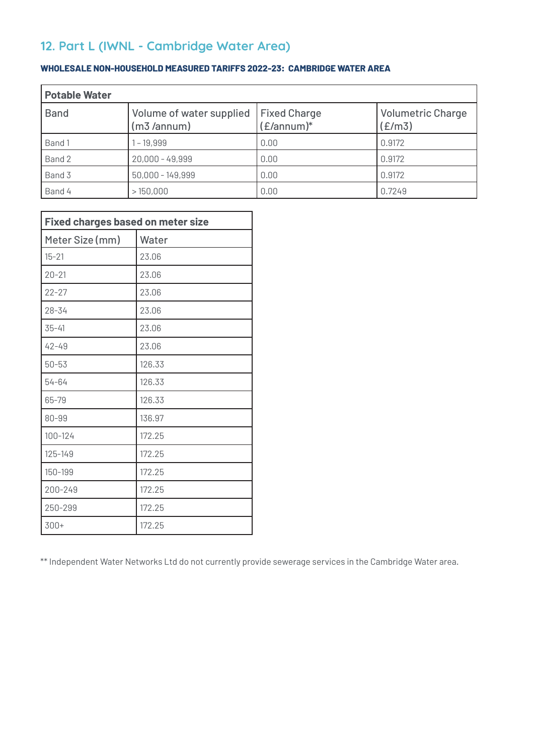## 12. Part L (IWNL - Cambridge Water Area)

**WHOLESALE NON-HOUSEHOLD MEASURED TARIFFS 2022-23: CAMBRIDGE WATER AREA**

| **Potable Water** | | | |
|---|---|---|---|
| Band | Volume of water supplied (m3 /annum) | Fixed Charge (£/annum)* | Volumetric Charge (£/m3) |
| Band 1 | 1 – 19,999 | 0.00 | 0.9172 |
| Band 2 | 20,000 - 49,999 | 0.00 | 0.9172 |
| Band 3 | 50,000 - 149,999 | 0.00 | 0.9172 |
| Band 4 | > 150,000 | 0.00 | 0.7249 |

| **Fixed charges based on meter size** | |
|---|---|
| Meter Size (mm) | Water |
| 15-21 | 23.06 |
| 20-21 | 23.06 |
| 22-27 | 23.06 |
| 28-34 | 23.06 |
| 35-41 | 23.06 |
| 42-49 | 23.06 |
| 50-53 | 126.33 |
| 54-64 | 126.33 |
| 65-79 | 126.33 |
| 80-99 | 136.97 |
| 100-124 | 172.25 |
| 125-149 | 172.25 |
| 150-199 | 172.25 |
| 200-249 | 172.25 |
| 250-299 | 172.25 |
| 300+ | 172.25 |

** Independent Water Networks Ltd do not currently provide sewerage services in the Cambridge Water area.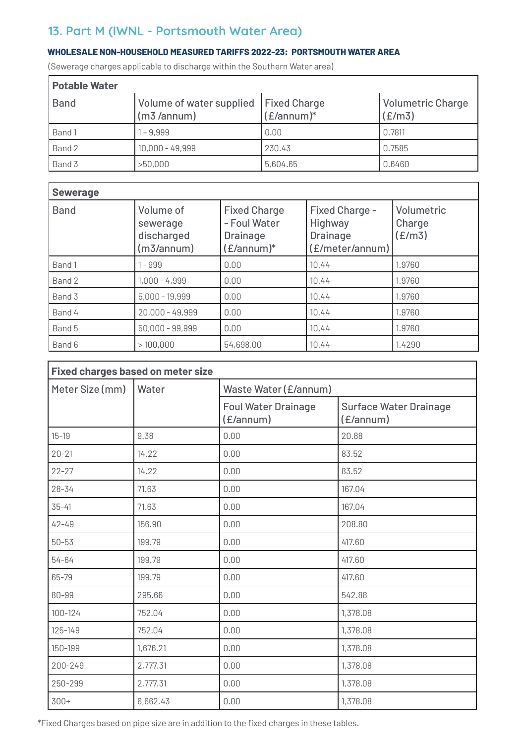## 13. Part M (IWNL - Portsmouth Water Area)

**WHOLESALE NON-HOUSEHOLD MEASURED TARIFFS 2022-23: PORTSMOUTH WATER AREA**

(Sewerage charges applicable to discharge within the Southern Water area)

| Potable Water | | | |
|---|---|---|---|
| Band | Volume of water supplied (m3 /annum) | Fixed Charge (£/annum)* | Volumetric Charge (£/m3) |
| Band 1 | 1 - 9,999 | 0.00 | 0.7811 |
| Band 2 | 10,000 - 49,999 | 230.43 | 0.7585 |
| Band 3 | >50,000 | 5,604.65 | 0.6460 |

| Sewerage | | | | |
|---|---|---|---|---|
| Band | Volume of sewerage discharged (m3/annum) | Fixed Charge - Foul Water Drainage (£/annum)* | Fixed Charge - Highway Drainage (£/meter/annum) | Volumetric Charge (£/m3) |
| Band 1 | 1 - 999 | 0.00 | 10.44 | 1.9760 |
| Band 2 | 1,000 - 4,999 | 0.00 | 10.44 | 1.9760 |
| Band 3 | 5,000 - 19,999 | 0.00 | 10.44 | 1.9760 |
| Band 4 | 20,000 - 49,999 | 0.00 | 10.44 | 1.9760 |
| Band 5 | 50,000 - 99,999 | 0.00 | 10.44 | 1.9760 |
| Band 6 | > 100,000 | 54,698.00 | 10.44 | 1.4290 |

| Fixed charges based on meter size | | | |
|---|---|---|---|
| Meter Size (mm) | Water | Waste Water (£/annum) | |
| | | Foul Water Drainage (£/annum) | Surface Water Drainage (£/annum) |
| 15-19 | 9.38 | 0.00 | 20.88 |
| 20-21 | 14.22 | 0.00 | 83.52 |
| 22-27 | 14.22 | 0.00 | 83.52 |
| 28-34 | 71.63 | 0.00 | 167.04 |
| 35-41 | 71.63 | 0.00 | 167.04 |
| 42-49 | 156.90 | 0.00 | 208.80 |
| 50-53 | 199.79 | 0.00 | 417.60 |
| 54-64 | 199.79 | 0.00 | 417.60 |
| 65-79 | 199.79 | 0.00 | 417.60 |
| 80-99 | 295.66 | 0.00 | 542.88 |
| 100-124 | 752.04 | 0.00 | 1,378.08 |
| 125-149 | 752.04 | 0.00 | 1,378.08 |
| 150-199 | 1,676.21 | 0.00 | 1,378.08 |
| 200-249 | 2,777.31 | 0.00 | 1,378.08 |
| 250-299 | 2,777.31 | 0.00 | 1,378.08 |
| 300+ | 6,662.43 | 0.00 | 1,378.08 |

*Fixed Charges based on pipe size are in addition to the fixed charges in these tables.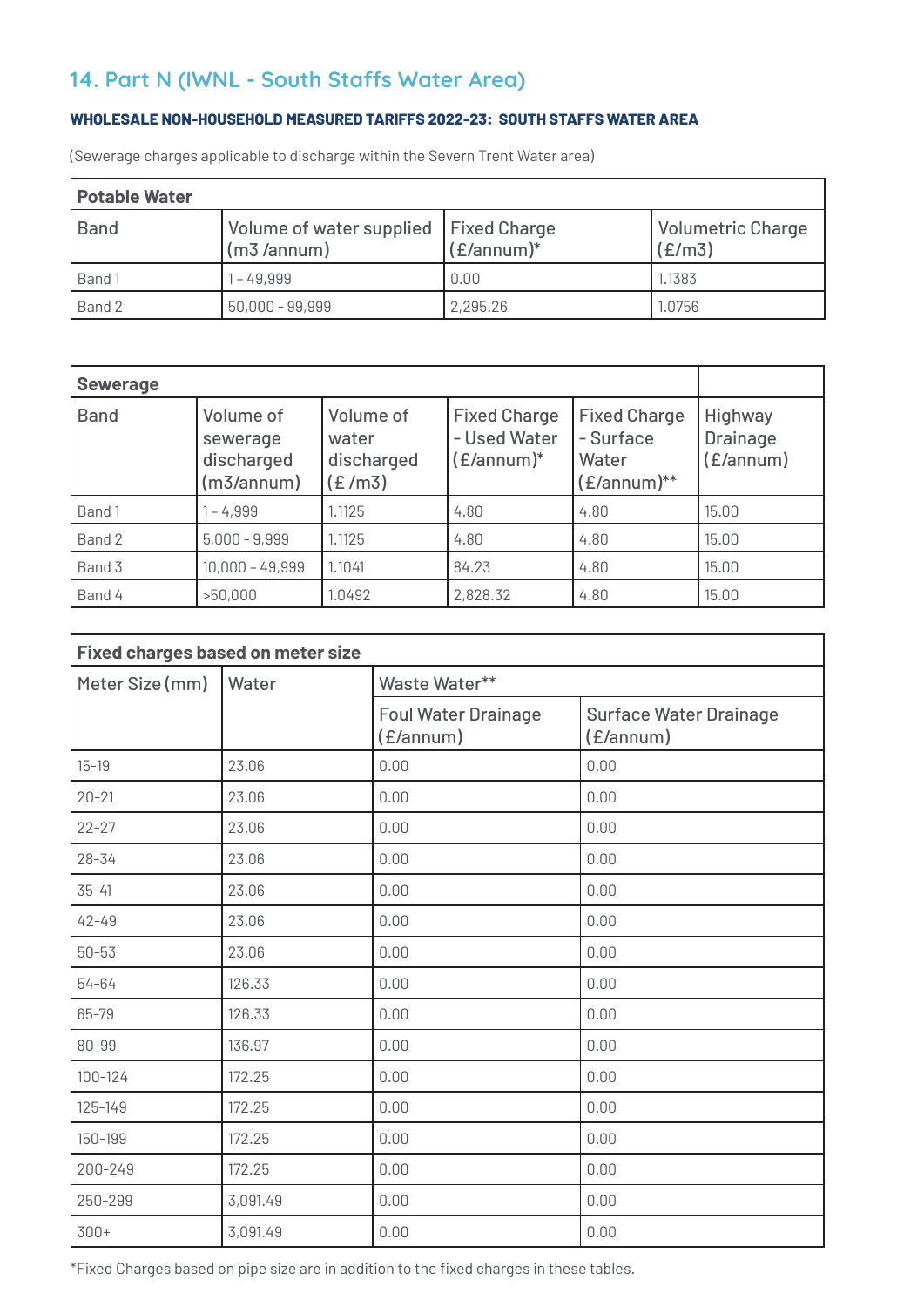## 14. Part N (IWNL - South Staffs Water Area)

**WHOLESALE NON-HOUSEHOLD MEASURED TARIFFS 2022-23: SOUTH STAFFS WATER AREA**

(Sewerage charges applicable to discharge within the Severn Trent Water area)

| Potable Water | | | |
|---|---|---|---|
| Band | Volume of water supplied (m3 /annum) | Fixed Charge (£/annum)* | Volumetric Charge (£/m3) |
| Band 1 | 1 – 49,999 | 0.00 | 1.1383 |
| Band 2 | 50,000 - 99,999 | 2,295.26 | 1.0756 |

| Sewerage | | | | | |
|---|---|---|---|---|---|
| Band | Volume of sewerage discharged (m3/annum) | Volume of water discharged (£ /m3) | Fixed Charge - Used Water (£/annum)* | Fixed Charge - Surface Water (£/annum)** | Highway Drainage (£/annum) |
| Band 1 | 1 – 4,999 | 1.1125 | 4.80 | 4.80 | 15.00 |
| Band 2 | 5,000 - 9,999 | 1.1125 | 4.80 | 4.80 | 15.00 |
| Band 3 | 10,000 – 49,999 | 1.1041 | 84.23 | 4.80 | 15.00 |
| Band 4 | >50,000 | 1.0492 | 2,828.32 | 4.80 | 15.00 |

| Fixed charges based on meter size | | | |
|---|---|---|---|
| Meter Size (mm) | Water | Waste Water** | |
| | | Foul Water Drainage (£/annum) | Surface Water Drainage (£/annum) |
| 15-19 | 23.06 | 0.00 | 0.00 |
| 20-21 | 23.06 | 0.00 | 0.00 |
| 22-27 | 23.06 | 0.00 | 0.00 |
| 28-34 | 23.06 | 0.00 | 0.00 |
| 35-41 | 23.06 | 0.00 | 0.00 |
| 42-49 | 23.06 | 0.00 | 0.00 |
| 50-53 | 23.06 | 0.00 | 0.00 |
| 54-64 | 126.33 | 0.00 | 0.00 |
| 65-79 | 126.33 | 0.00 | 0.00 |
| 80-99 | 136.97 | 0.00 | 0.00 |
| 100-124 | 172.25 | 0.00 | 0.00 |
| 125-149 | 172.25 | 0.00 | 0.00 |
| 150-199 | 172.25 | 0.00 | 0.00 |
| 200-249 | 172.25 | 0.00 | 0.00 |
| 250-299 | 3,091.49 | 0.00 | 0.00 |
| 300+ | 3,091.49 | 0.00 | 0.00 |

*Fixed Charges based on pipe size are in addition to the fixed charges in these tables.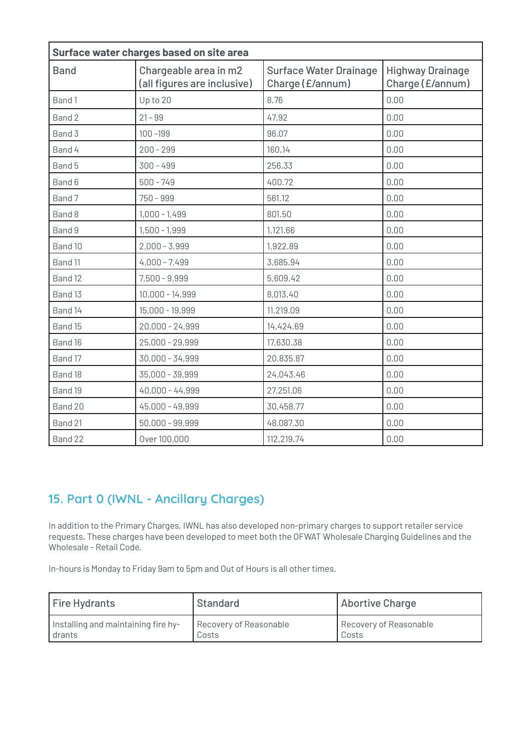| Surface water charges based on site area | | | |
|---|---|---|---|
| Band | Chargeable area in m2 (all figures are inclusive) | Surface Water Drainage Charge (£/annum) | Highway Drainage Charge (£/annum) |
| Band 1 | Up to 20 | 8.76 | 0.00 |
| Band 2 | 21 - 99 | 47.92 | 0.00 |
| Band 3 | 100 -199 | 96.07 | 0.00 |
| Band 4 | 200 - 299 | 160.14 | 0.00 |
| Band 5 | 300 - 499 | 256.33 | 0.00 |
| Band 6 | 500 - 749 | 400.72 | 0.00 |
| Band 7 | 750 - 999 | 561.12 | 0.00 |
| Band 8 | 1,000 - 1,499 | 801.50 | 0.00 |
| Band 9 | 1,500 - 1,999 | 1,121.66 | 0.00 |
| Band 10 | 2,000 - 3,999 | 1,922.89 | 0.00 |
| Band 11 | 4,000 - 7,499 | 3,685.94 | 0.00 |
| Band 12 | 7,500 - 9,999 | 5,609.42 | 0.00 |
| Band 13 | 10,000 - 14,999 | 8,013.40 | 0.00 |
| Band 14 | 15,000 - 19,999 | 11,219.09 | 0.00 |
| Band 15 | 20,000 - 24,999 | 14,424.69 | 0.00 |
| Band 16 | 25,000 - 29,999 | 17,630.38 | 0.00 |
| Band 17 | 30,000 - 34,999 | 20,835.87 | 0.00 |
| Band 18 | 35,000 - 39,999 | 24,043.46 | 0.00 |
| Band 19 | 40,000 - 44,999 | 27,251.06 | 0.00 |
| Band 20 | 45,000 - 49,999 | 30,458.77 | 0.00 |
| Band 21 | 50,000 - 99,999 | 48,087.30 | 0.00 |
| Band 22 | Over 100,000 | 112,219.74 | 0.00 |

## 15. Part O (IWNL - Ancillary Charges)

In addition to the Primary Charges, IWNL has also developed non-primary charges to support retailer service requests. These charges have been developed to meet both the OFWAT Wholesale Charging Guidelines and the Wholesale - Retail Code.

In-hours is Monday to Friday 9am to 5pm and Out of Hours is all other times.

| Fire Hydrants | Standard | Abortive Charge |
|---|---|---|
| Installing and maintaining fire hydrants | Recovery of Reasonable Costs | Recovery of Reasonable Costs |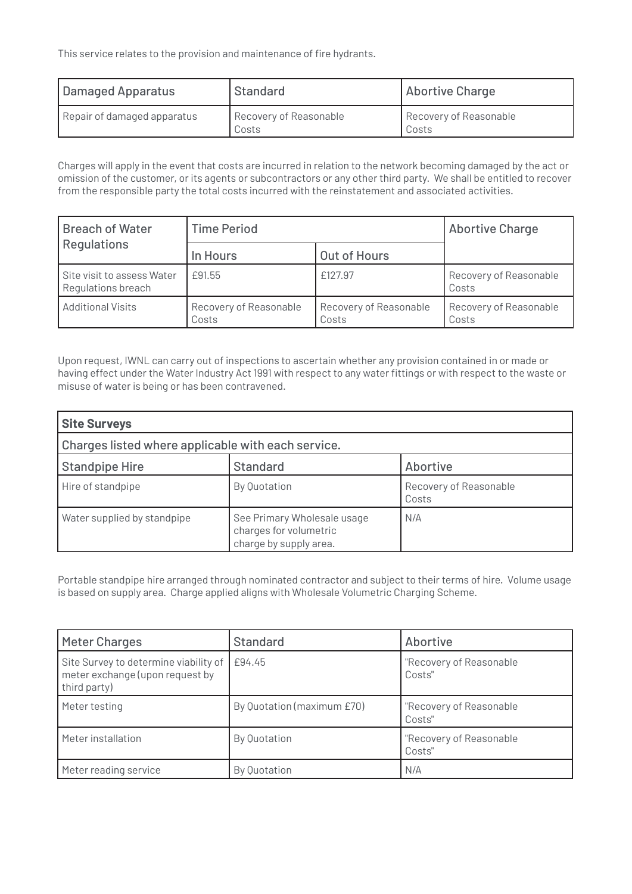This service relates to the provision and maintenance of fire hydrants.

| Damaged Apparatus | Standard | Abortive Charge |
|---|---|---|
| Repair of damaged apparatus | Recovery of Reasonable Costs | Recovery of Reasonable Costs |

Charges will apply in the event that costs are incurred in relation to the network becoming damaged by the act or omission of the customer, or its agents or subcontractors or any other third party. We shall be entitled to recover from the responsible party the total costs incurred with the reinstatement and associated activities.

| Breach of Water Regulations | Time Period | | Abortive Charge |
|---|---|---|---|
| | In Hours | Out of Hours | |
| Site visit to assess Water Regulations breach | £91.55 | £127.97 | Recovery of Reasonable Costs |
| Additional Visits | Recovery of Reasonable Costs | Recovery of Reasonable Costs | Recovery of Reasonable Costs |

Upon request, IWNL can carry out of inspections to ascertain whether any provision contained in or made or having effect under the Water Industry Act 1991 with respect to any water fittings or with respect to the waste or misuse of water is being or has been contravened.

| **Site Surveys** | | |
|---|---|---|
| Charges listed where applicable with each service. | | |
| Standpipe Hire | Standard | Abortive |
| Hire of standpipe | By Quotation | Recovery of Reasonable Costs |
| Water supplied by standpipe | See Primary Wholesale usage charges for volumetric charge by supply area. | N/A |

Portable standpipe hire arranged through nominated contractor and subject to their terms of hire. Volume usage is based on supply area. Charge applied aligns with Wholesale Volumetric Charging Scheme.

| Meter Charges | Standard | Abortive |
|---|---|---|
| Site Survey to determine viability of meter exchange (upon request by third party) | £94.45 | "Recovery of Reasonable Costs" |
| Meter testing | By Quotation (maximum £70) | "Recovery of Reasonable Costs" |
| Meter installation | By Quotation | "Recovery of Reasonable Costs" |
| Meter reading service | By Quotation | N/A |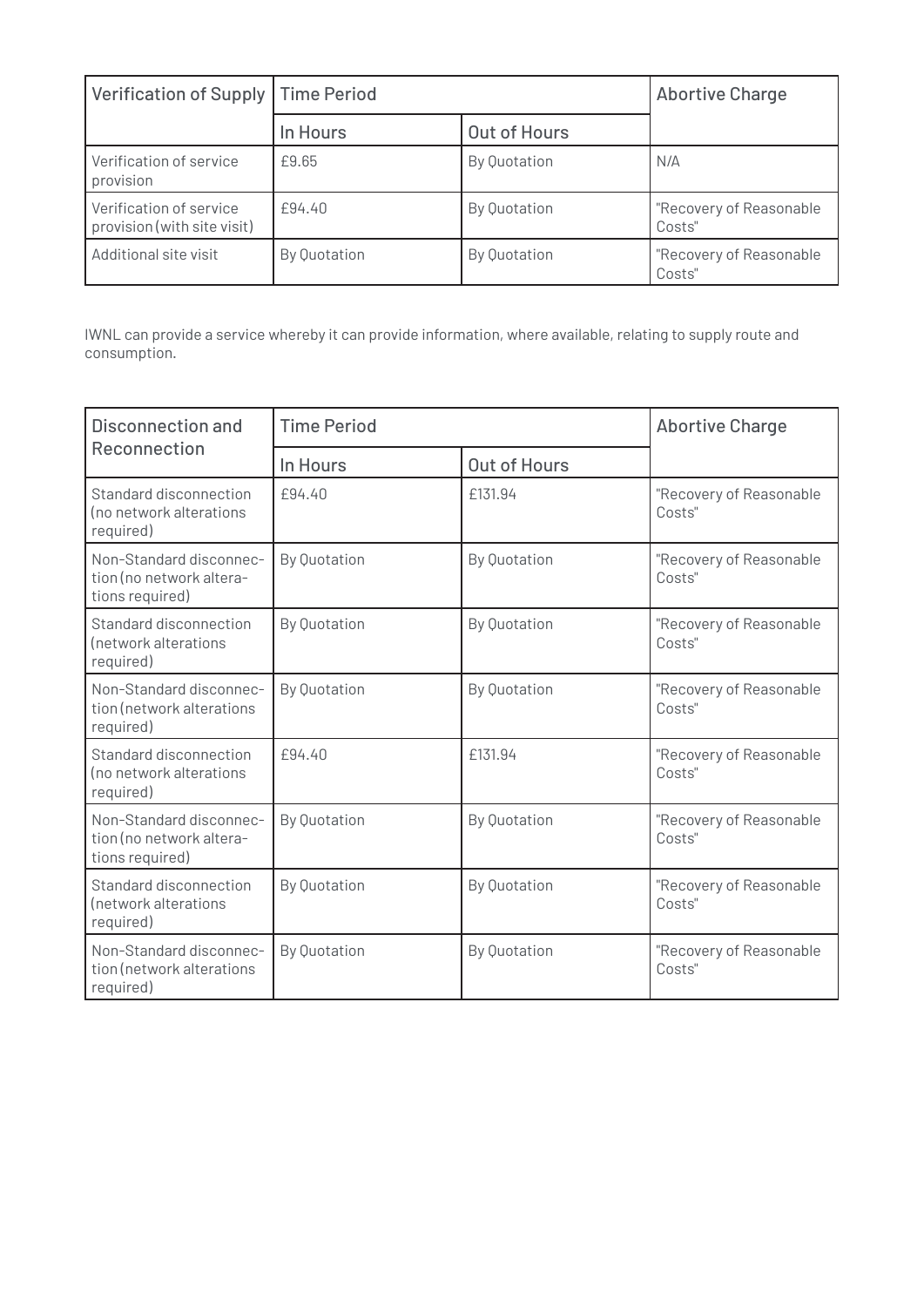| Verification of Supply | Time Period | | Abortive Charge |
|---|---|---|---|
| | In Hours | Out of Hours | |
| Verification of service provision | £9.65 | By Quotation | N/A |
| Verification of service provision (with site visit) | £94.40 | By Quotation | "Recovery of Reasonable Costs" |
| Additional site visit | By Quotation | By Quotation | "Recovery of Reasonable Costs" |

IWNL can provide a service whereby it can provide information, where available, relating to supply route and consumption.

| Disconnection and Reconnection | Time Period | | Abortive Charge |
|---|---|---|---|
| | In Hours | Out of Hours | |
| Standard disconnection (no network alterations required) | £94.40 | £131.94 | "Recovery of Reasonable Costs" |
| Non-Standard disconnection (no network alterations required) | By Quotation | By Quotation | "Recovery of Reasonable Costs" |
| Standard disconnection (network alterations required) | By Quotation | By Quotation | "Recovery of Reasonable Costs" |
| Non-Standard disconnection (network alterations required) | By Quotation | By Quotation | "Recovery of Reasonable Costs" |
| Standard disconnection (no network alterations required) | £94.40 | £131.94 | "Recovery of Reasonable Costs" |
| Non-Standard disconnection (no network alterations required) | By Quotation | By Quotation | "Recovery of Reasonable Costs" |
| Standard disconnection (network alterations required) | By Quotation | By Quotation | "Recovery of Reasonable Costs" |
| Non-Standard disconnection (network alterations required) | By Quotation | By Quotation | "Recovery of Reasonable Costs" |